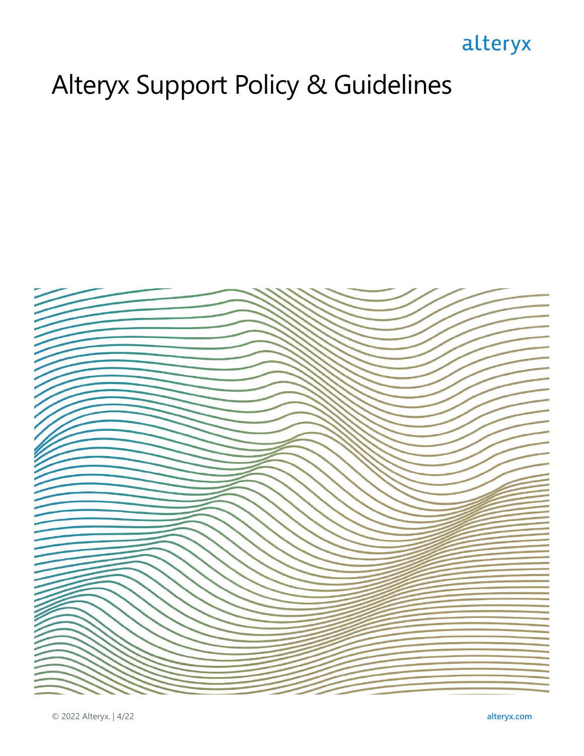alteryx

# Alteryx Support Policy & Guidelines

© 2022 Alteryx. | 4/22

alteryx.com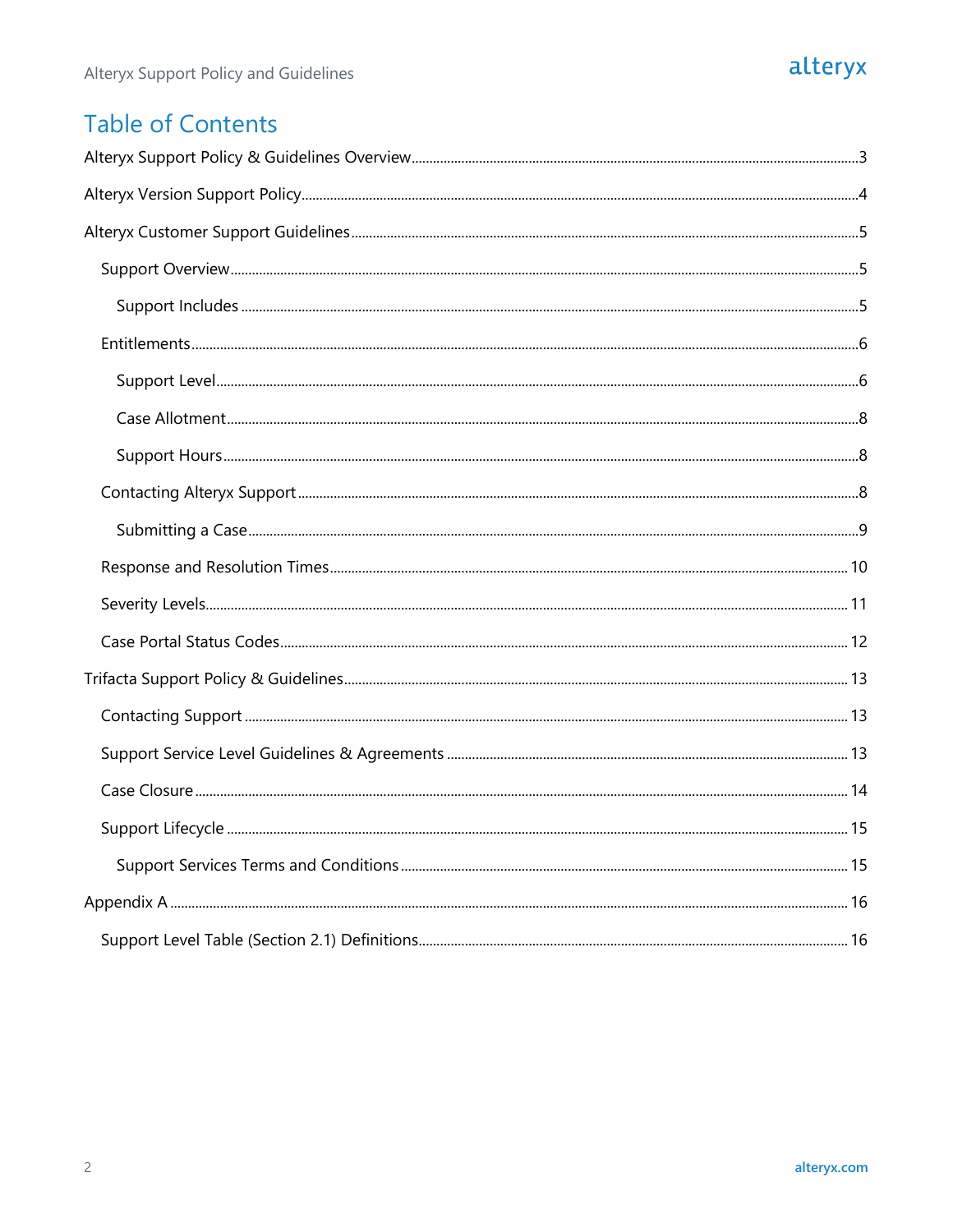# Table of Contents

- Alteryx Support Policy & Guidelines Overview ..... 3
- Alteryx Version Support Policy ..... 4
- Alteryx Customer Support Guidelines ..... 5
  - Support Overview ..... 5
    - Support Includes ..... 5
  - Entitlements ..... 6
    - Support Level ..... 6
    - Case Allotment ..... 8
    - Support Hours ..... 8
  - Contacting Alteryx Support ..... 8
    - Submitting a Case ..... 9
  - Response and Resolution Times ..... 10
  - Severity Levels ..... 11
  - Case Portal Status Codes ..... 12
- Trifacta Support Policy & Guidelines ..... 13
  - Contacting Support ..... 13
  - Support Service Level Guidelines & Agreements ..... 13
  - Case Closure ..... 14
  - Support Lifecycle ..... 15
    - Support Services Terms and Conditions ..... 15
- Appendix A ..... 16
  - Support Level Table (Section 2.1) Definitions ..... 16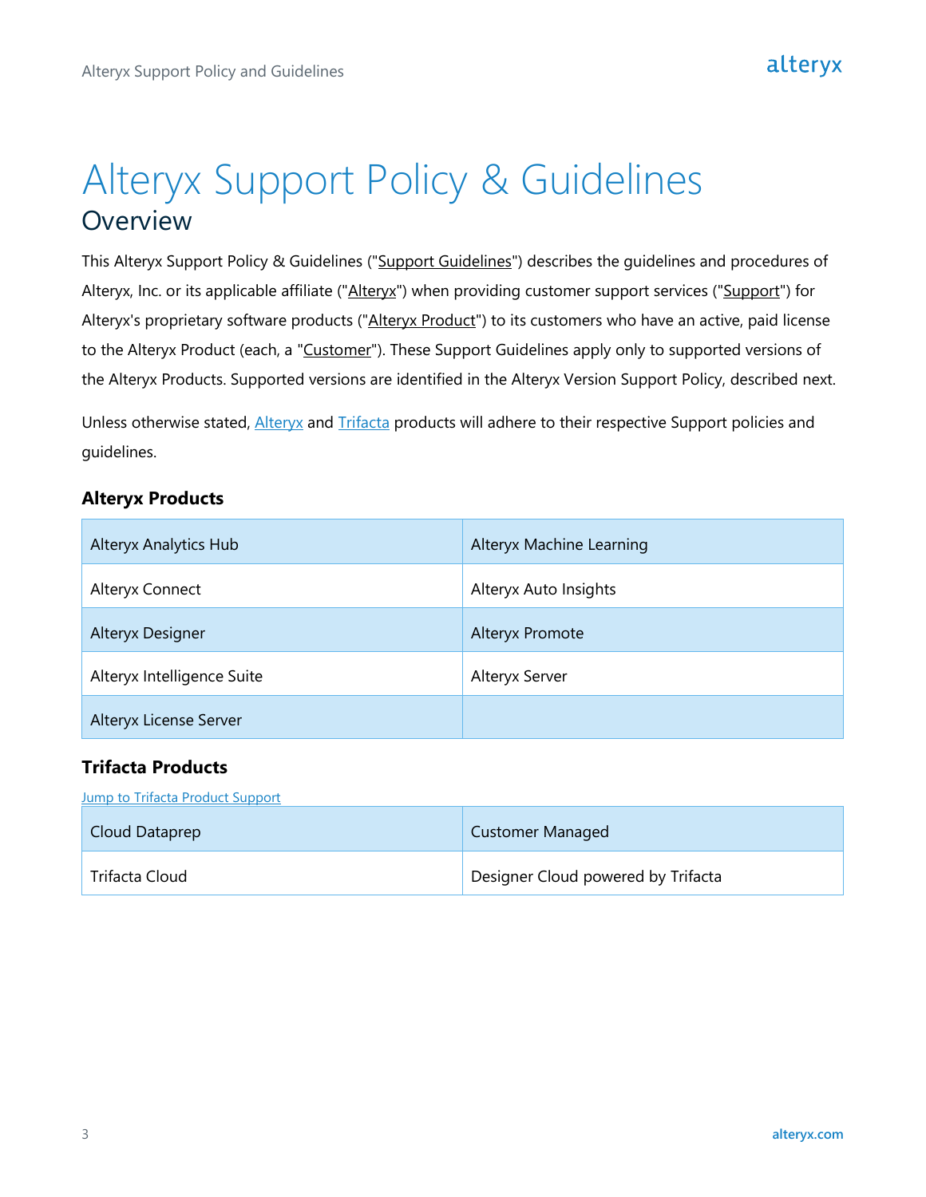# Alteryx Support Policy & Guidelines

## Overview

This Alteryx Support Policy & Guidelines ("Support Guidelines") describes the guidelines and procedures of Alteryx, Inc. or its applicable affiliate ("Alteryx") when providing customer support services ("Support") for Alteryx's proprietary software products ("Alteryx Product") to its customers who have an active, paid license to the Alteryx Product (each, a "Customer"). These Support Guidelines apply only to supported versions of the Alteryx Products. Supported versions are identified in the Alteryx Version Support Policy, described next.

Unless otherwise stated, Alteryx and Trifacta products will adhere to their respective Support policies and guidelines.

### Alteryx Products

| | |
|---|---|
| Alteryx Analytics Hub | Alteryx Machine Learning |
| Alteryx Connect | Alteryx Auto Insights |
| Alteryx Designer | Alteryx Promote |
| Alteryx Intelligence Suite | Alteryx Server |
| Alteryx License Server | |

### Trifacta Products

Jump to Trifacta Product Support

| | |
|---|---|
| Cloud Dataprep | Customer Managed |
| Trifacta Cloud | Designer Cloud powered by Trifacta |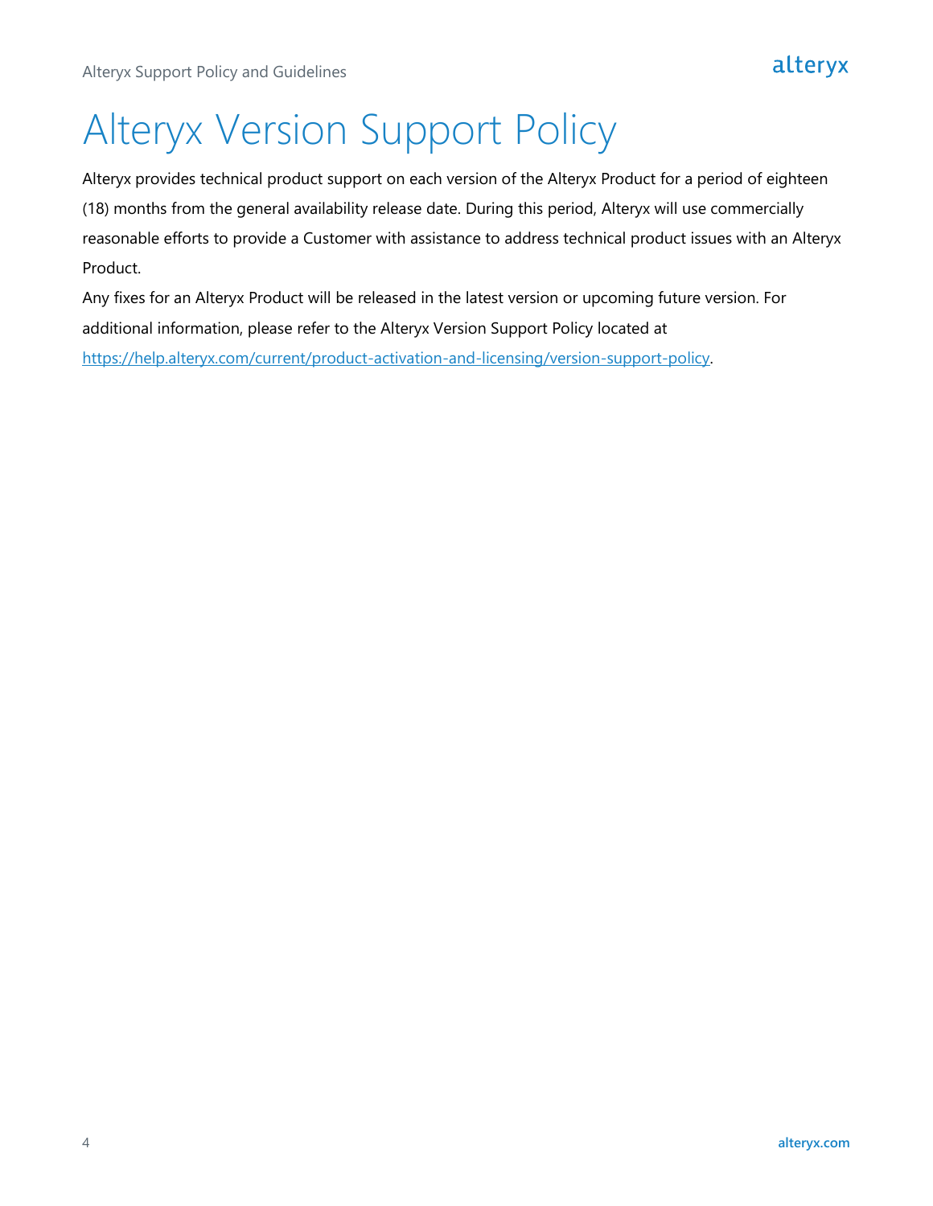# Alteryx Version Support Policy

Alteryx provides technical product support on each version of the Alteryx Product for a period of eighteen (18) months from the general availability release date. During this period, Alteryx will use commercially reasonable efforts to provide a Customer with assistance to address technical product issues with an Alteryx Product.

Any fixes for an Alteryx Product will be released in the latest version or upcoming future version. For additional information, please refer to the Alteryx Version Support Policy located at https://help.alteryx.com/current/product-activation-and-licensing/version-support-policy.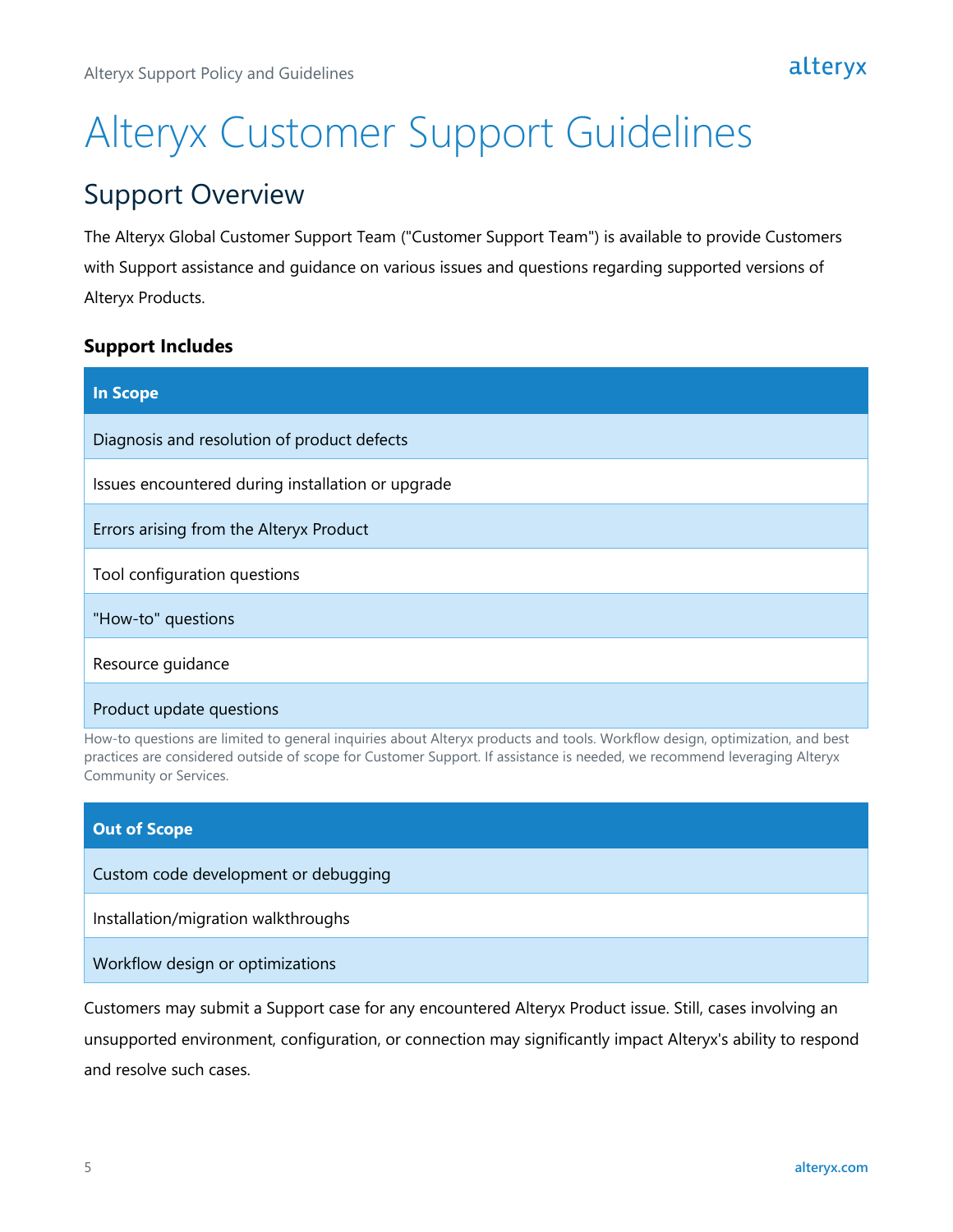# Alteryx Customer Support Guidelines

## Support Overview

The Alteryx Global Customer Support Team ("Customer Support Team") is available to provide Customers with Support assistance and guidance on various issues and questions regarding supported versions of Alteryx Products.

**Support Includes**

| In Scope |
|---|
| Diagnosis and resolution of product defects |
| Issues encountered during installation or upgrade |
| Errors arising from the Alteryx Product |
| Tool configuration questions |
| "How-to" questions |
| Resource guidance |
| Product update questions |

How-to questions are limited to general inquiries about Alteryx products and tools. Workflow design, optimization, and best practices are considered outside of scope for Customer Support. If assistance is needed, we recommend leveraging Alteryx Community or Services.

| Out of Scope |
|---|
| Custom code development or debugging |
| Installation/migration walkthroughs |
| Workflow design or optimizations |

Customers may submit a Support case for any encountered Alteryx Product issue. Still, cases involving an unsupported environment, configuration, or connection may significantly impact Alteryx's ability to respond and resolve such cases.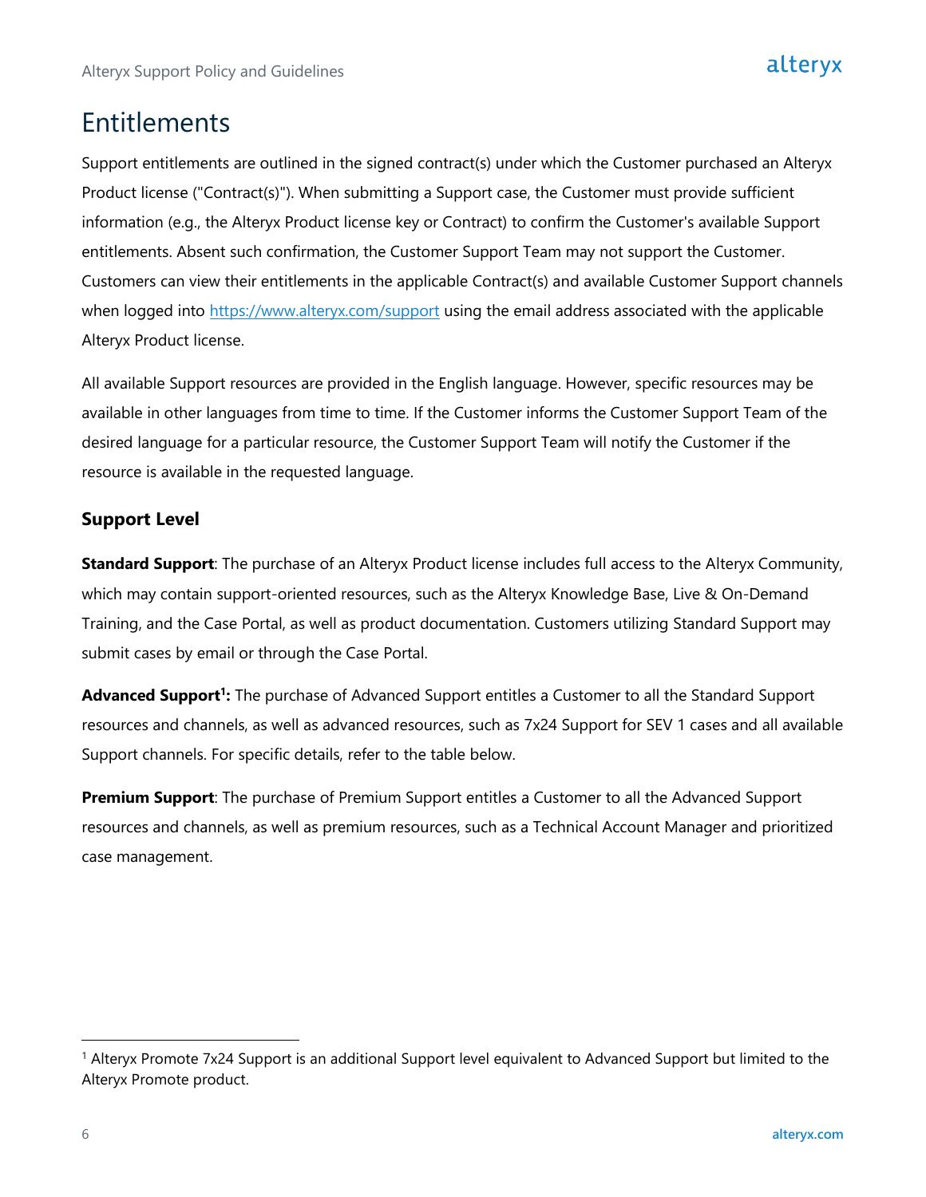# Entitlements

Support entitlements are outlined in the signed contract(s) under which the Customer purchased an Alteryx Product license ("Contract(s)"). When submitting a Support case, the Customer must provide sufficient information (e.g., the Alteryx Product license key or Contract) to confirm the Customer's available Support entitlements. Absent such confirmation, the Customer Support Team may not support the Customer. Customers can view their entitlements in the applicable Contract(s) and available Customer Support channels when logged into https://www.alteryx.com/support using the email address associated with the applicable Alteryx Product license.

All available Support resources are provided in the English language. However, specific resources may be available in other languages from time to time. If the Customer informs the Customer Support Team of the desired language for a particular resource, the Customer Support Team will notify the Customer if the resource is available in the requested language.

### Support Level

**Standard Support**: The purchase of an Alteryx Product license includes full access to the Alteryx Community, which may contain support-oriented resources, such as the Alteryx Knowledge Base, Live & On-Demand Training, and the Case Portal, as well as product documentation. Customers utilizing Standard Support may submit cases by email or through the Case Portal.

**Advanced Support[1]:** The purchase of Advanced Support entitles a Customer to all the Standard Support resources and channels, as well as advanced resources, such as 7x24 Support for SEV 1 cases and all available Support channels. For specific details, refer to the table below.

**Premium Support**: The purchase of Premium Support entitles a Customer to all the Advanced Support resources and channels, as well as premium resources, such as a Technical Account Manager and prioritized case management.

---

[1] Alteryx Promote 7x24 Support is an additional Support level equivalent to Advanced Support but limited to the Alteryx Promote product.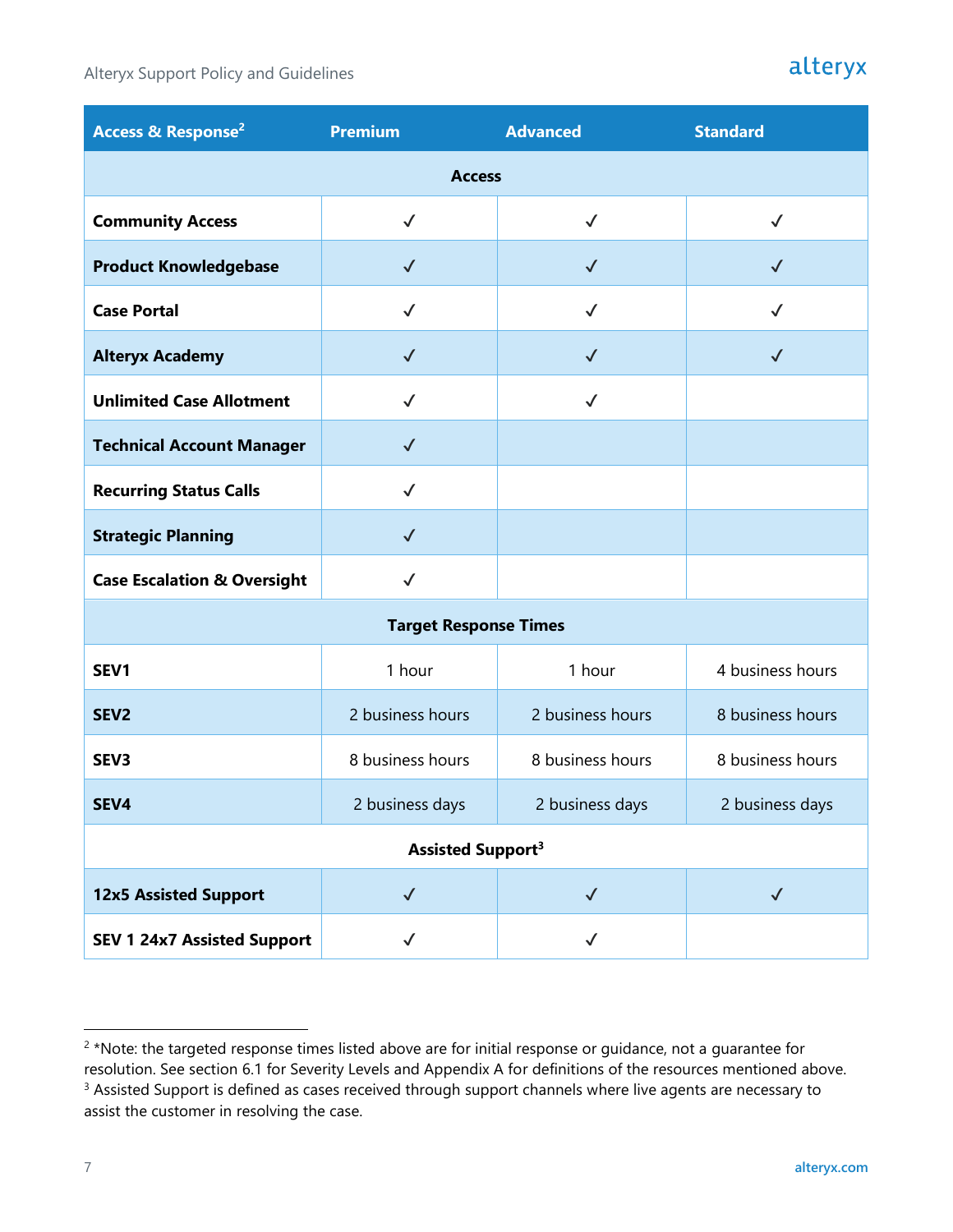| Access & Response[2] | Premium | Advanced | Standard |
|---|---|---|---|
| **Access** | | | |
| **Community Access** | ✓ | ✓ | ✓ |
| **Product Knowledgebase** | ✓ | ✓ | ✓ |
| **Case Portal** | ✓ | ✓ | ✓ |
| **Alteryx Academy** | ✓ | ✓ | ✓ |
| **Unlimited Case Allotment** | ✓ | ✓ | |
| **Technical Account Manager** | ✓ | | |
| **Recurring Status Calls** | ✓ | | |
| **Strategic Planning** | ✓ | | |
| **Case Escalation & Oversight** | ✓ | | |
| **Target Response Times** | | | |
| **SEV1** | 1 hour | 1 hour | 4 business hours |
| **SEV2** | 2 business hours | 2 business hours | 8 business hours |
| **SEV3** | 8 business hours | 8 business hours | 8 business hours |
| **SEV4** | 2 business days | 2 business days | 2 business days |
| **Assisted Support[3]** | | | |
| **12x5 Assisted Support** | ✓ | ✓ | ✓ |
| **SEV 1 24x7 Assisted Support** | ✓ | ✓ | |

[2] *Note: the targeted response times listed above are for initial response or guidance, not a guarantee for resolution. See section 6.1 for Severity Levels and Appendix A for definitions of the resources mentioned above.

[3] Assisted Support is defined as cases received through support channels where live agents are necessary to assist the customer in resolving the case.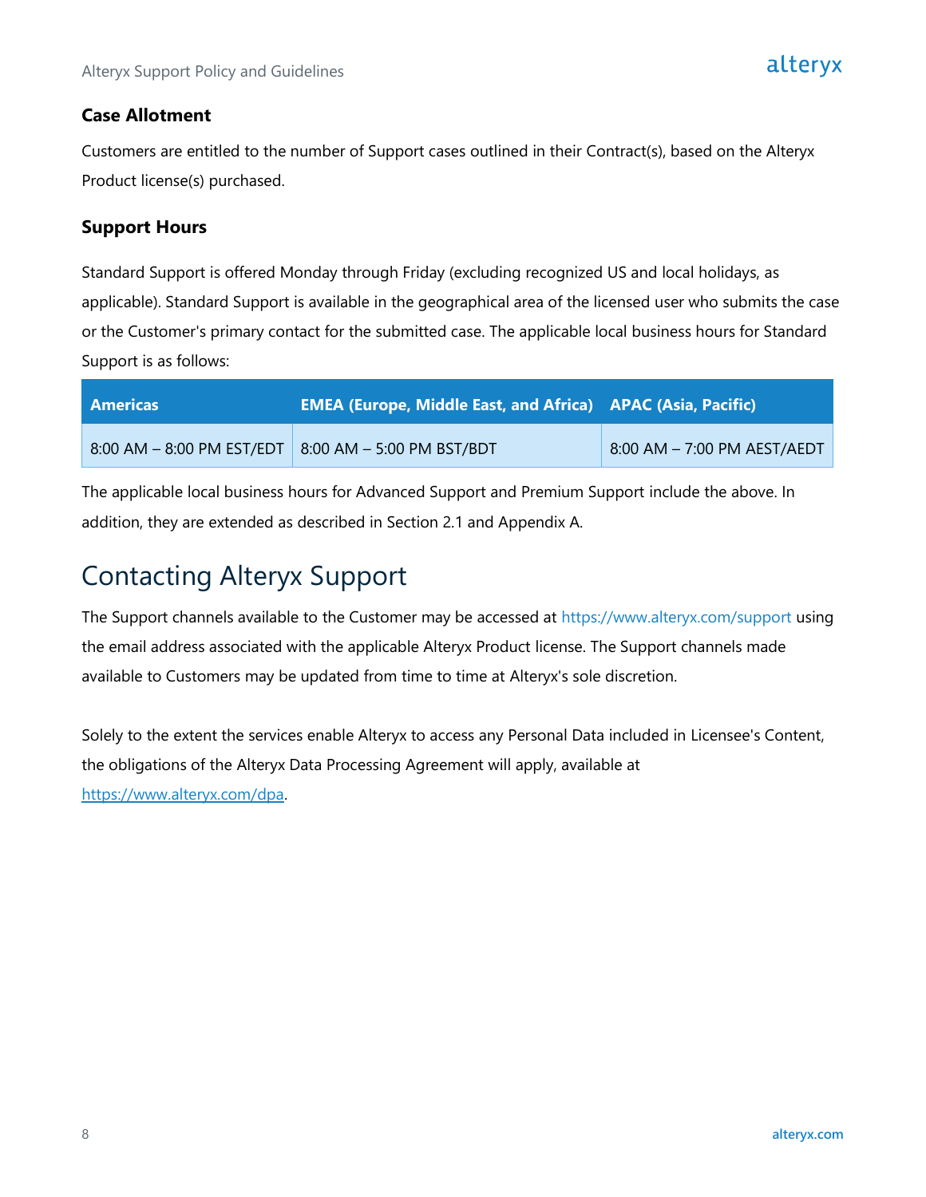### Case Allotment

Customers are entitled to the number of Support cases outlined in their Contract(s), based on the Alteryx Product license(s) purchased.

### Support Hours

Standard Support is offered Monday through Friday (excluding recognized US and local holidays, as applicable). Standard Support is available in the geographical area of the licensed user who submits the case or the Customer's primary contact for the submitted case. The applicable local business hours for Standard Support is as follows:

| Americas | EMEA (Europe, Middle East, and Africa) | APAC (Asia, Pacific) |
|---|---|---|
| 8:00 AM – 8:00 PM EST/EDT | 8:00 AM – 5:00 PM BST/BDT | 8:00 AM – 7:00 PM AEST/AEDT |

The applicable local business hours for Advanced Support and Premium Support include the above. In addition, they are extended as described in Section 2.1 and Appendix A.

## Contacting Alteryx Support

The Support channels available to the Customer may be accessed at https://www.alteryx.com/support using the email address associated with the applicable Alteryx Product license. The Support channels made available to Customers may be updated from time to time at Alteryx's sole discretion.

Solely to the extent the services enable Alteryx to access any Personal Data included in Licensee's Content, the obligations of the Alteryx Data Processing Agreement will apply, available at https://www.alteryx.com/dpa.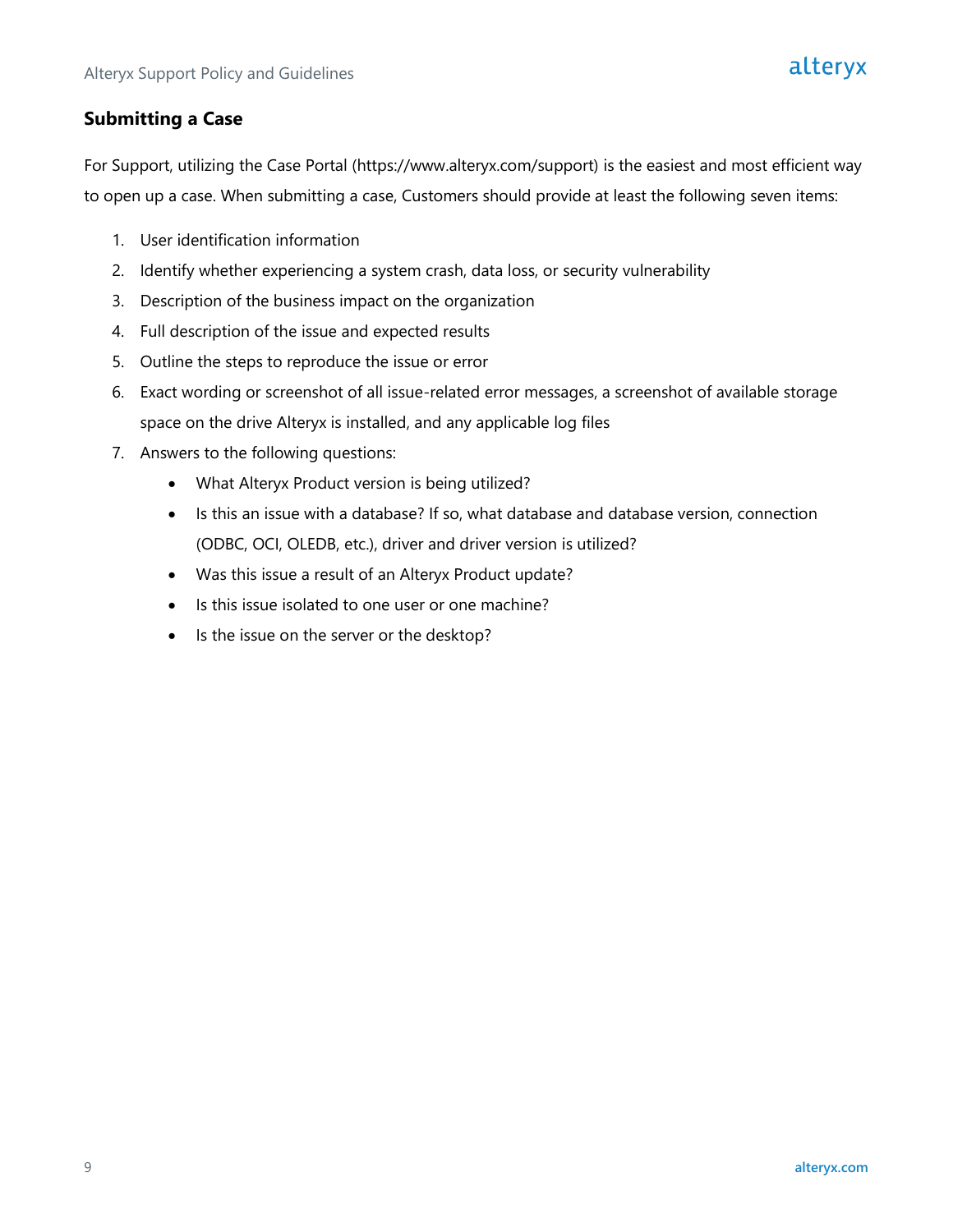## Submitting a Case

For Support, utilizing the Case Portal (https://www.alteryx.com/support) is the easiest and most efficient way to open up a case. When submitting a case, Customers should provide at least the following seven items:

1. User identification information
2. Identify whether experiencing a system crash, data loss, or security vulnerability
3. Description of the business impact on the organization
4. Full description of the issue and expected results
5. Outline the steps to reproduce the issue or error
6. Exact wording or screenshot of all issue-related error messages, a screenshot of available storage space on the drive Alteryx is installed, and any applicable log files
7. Answers to the following questions:
    - What Alteryx Product version is being utilized?
    - Is this an issue with a database? If so, what database and database version, connection (ODBC, OCI, OLEDB, etc.), driver and driver version is utilized?
    - Was this issue a result of an Alteryx Product update?
    - Is this issue isolated to one user or one machine?
    - Is the issue on the server or the desktop?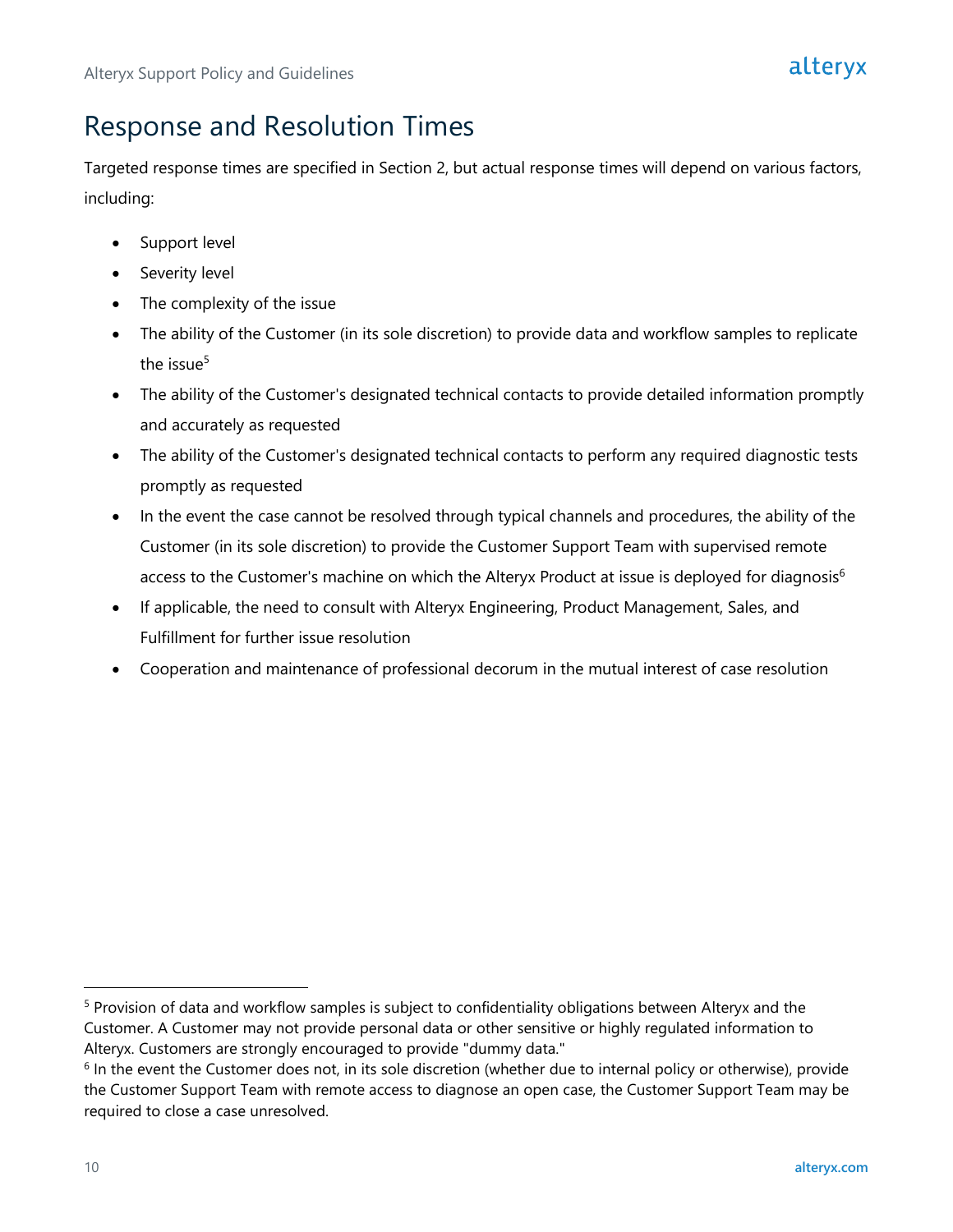# Response and Resolution Times

Targeted response times are specified in Section 2, but actual response times will depend on various factors, including:

- Support level
- Severity level
- The complexity of the issue
- The ability of the Customer (in its sole discretion) to provide data and workflow samples to replicate the issue[5]
- The ability of the Customer's designated technical contacts to provide detailed information promptly and accurately as requested
- The ability of the Customer's designated technical contacts to perform any required diagnostic tests promptly as requested
- In the event the case cannot be resolved through typical channels and procedures, the ability of the Customer (in its sole discretion) to provide the Customer Support Team with supervised remote access to the Customer's machine on which the Alteryx Product at issue is deployed for diagnosis[6]
- If applicable, the need to consult with Alteryx Engineering, Product Management, Sales, and Fulfillment for further issue resolution
- Cooperation and maintenance of professional decorum in the mutual interest of case resolution

---

[5] Provision of data and workflow samples is subject to confidentiality obligations between Alteryx and the Customer. A Customer may not provide personal data or other sensitive or highly regulated information to Alteryx. Customers are strongly encouraged to provide "dummy data."

[6] In the event the Customer does not, in its sole discretion (whether due to internal policy or otherwise), provide the Customer Support Team with remote access to diagnose an open case, the Customer Support Team may be required to close a case unresolved.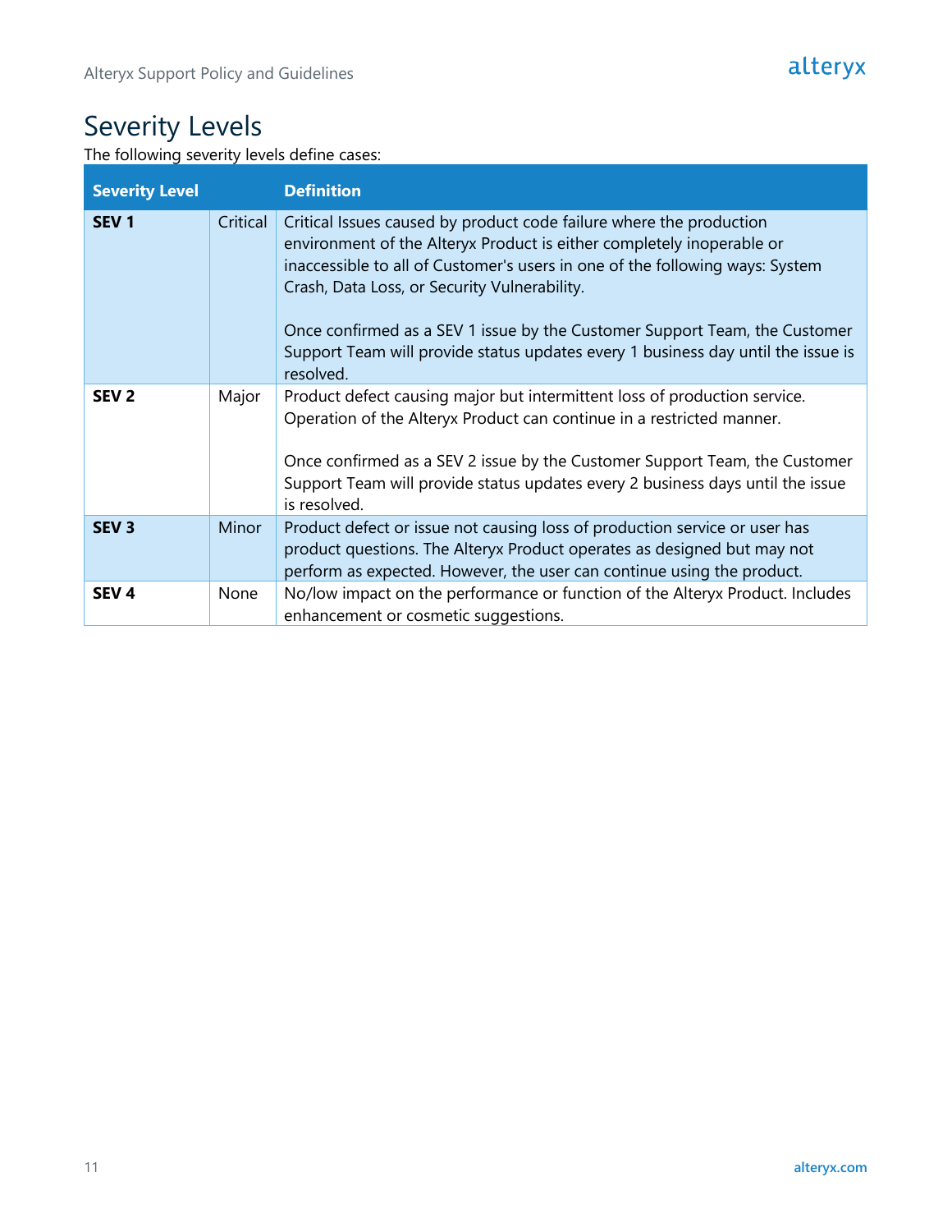# Severity Levels

The following severity levels define cases:

| Severity Level | | Definition |
|---|---|---|
| **SEV 1** | Critical | Critical Issues caused by product code failure where the production environment of the Alteryx Product is either completely inoperable or inaccessible to all of Customer's users in one of the following ways: System Crash, Data Loss, or Security Vulnerability.<br><br>Once confirmed as a SEV 1 issue by the Customer Support Team, the Customer Support Team will provide status updates every 1 business day until the issue is resolved. |
| **SEV 2** | Major | Product defect causing major but intermittent loss of production service. Operation of the Alteryx Product can continue in a restricted manner.<br><br>Once confirmed as a SEV 2 issue by the Customer Support Team, the Customer Support Team will provide status updates every 2 business days until the issue is resolved. |
| **SEV 3** | Minor | Product defect or issue not causing loss of production service or user has product questions. The Alteryx Product operates as designed but may not perform as expected. However, the user can continue using the product. |
| **SEV 4** | None | No/low impact on the performance or function of the Alteryx Product. Includes enhancement or cosmetic suggestions. |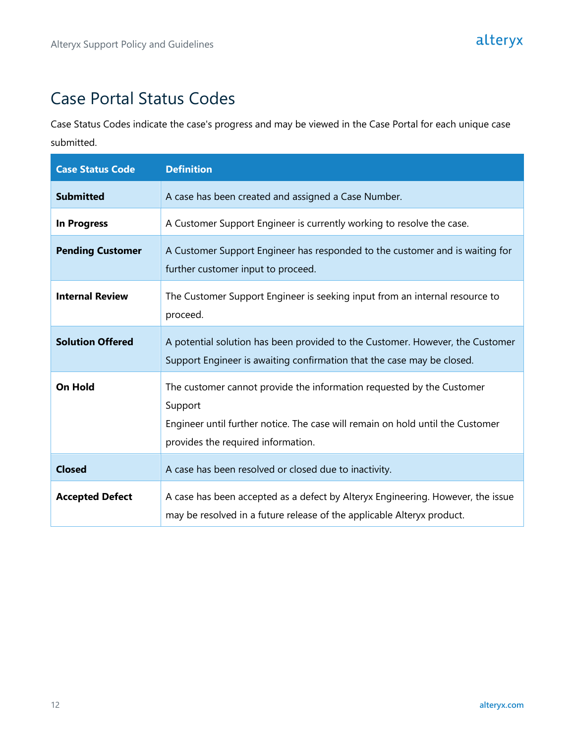# Case Portal Status Codes

Case Status Codes indicate the case's progress and may be viewed in the Case Portal for each unique case submitted.

| Case Status Code | Definition |
|---|---|
| **Submitted** | A case has been created and assigned a Case Number. |
| **In Progress** | A Customer Support Engineer is currently working to resolve the case. |
| **Pending Customer** | A Customer Support Engineer has responded to the customer and is waiting for further customer input to proceed. |
| **Internal Review** | The Customer Support Engineer is seeking input from an internal resource to proceed. |
| **Solution Offered** | A potential solution has been provided to the Customer. However, the Customer Support Engineer is awaiting confirmation that the case may be closed. |
| **On Hold** | The customer cannot provide the information requested by the Customer Support Engineer until further notice. The case will remain on hold until the Customer provides the required information. |
| **Closed** | A case has been resolved or closed due to inactivity. |
| **Accepted Defect** | A case has been accepted as a defect by Alteryx Engineering. However, the issue may be resolved in a future release of the applicable Alteryx product. |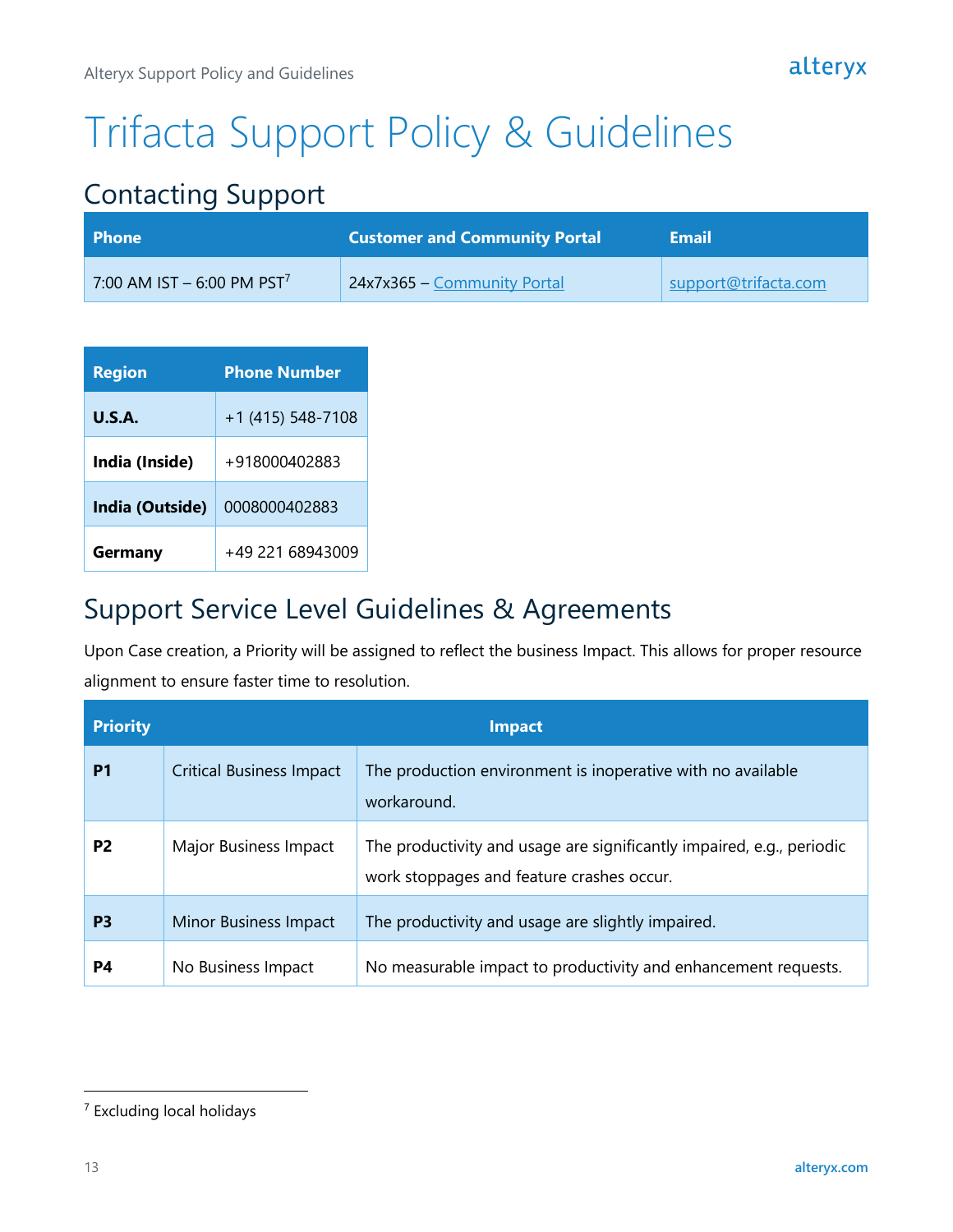# Trifacta Support Policy & Guidelines

## Contacting Support

| Phone | Customer and Community Portal | Email |
|---|---|---|
| 7:00 AM IST – 6:00 PM PST[7] | 24x7x365 – Community Portal | support@trifacta.com |

| Region | Phone Number |
|---|---|
| **U.S.A.** | +1 (415) 548-7108 |
| **India (Inside)** | +918000402883 |
| **India (Outside)** | 0008000402883 |
| **Germany** | +49 221 68943009 |

## Support Service Level Guidelines & Agreements

Upon Case creation, a Priority will be assigned to reflect the business Impact. This allows for proper resource alignment to ensure faster time to resolution.

| Priority | Impact | |
|---|---|---|
| **P1** | Critical Business Impact | The production environment is inoperative with no available workaround. |
| **P2** | Major Business Impact | The productivity and usage are significantly impaired, e.g., periodic work stoppages and feature crashes occur. |
| **P3** | Minor Business Impact | The productivity and usage are slightly impaired. |
| **P4** | No Business Impact | No measurable impact to productivity and enhancement requests. |

[7] Excluding local holidays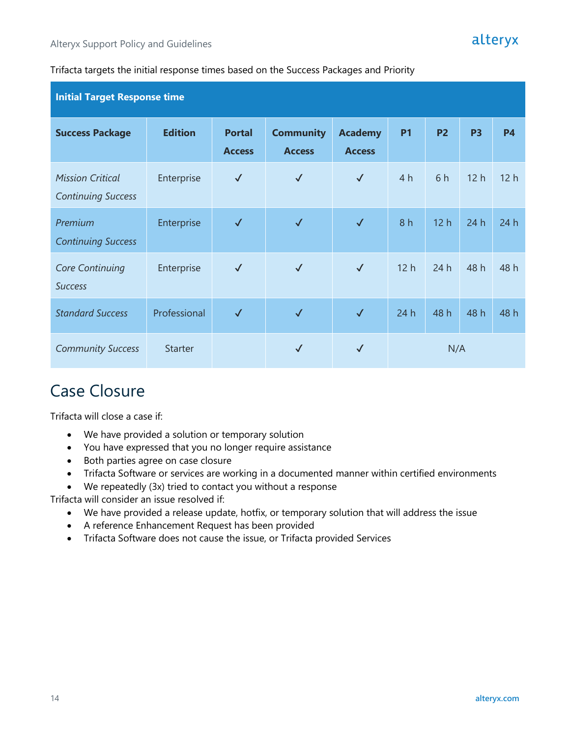Trifacta targets the initial response times based on the Success Packages and Priority

| Initial Target Response time | | | | | | | | |
|---|---|---|---|---|---|---|---|---|
| **Success Package** | **Edition** | **Portal Access** | **Community Access** | **Academy Access** | **P1** | **P2** | **P3** | **P4** |
| *Mission Critical Continuing Success* | Enterprise | ✓ | ✓ | ✓ | 4 h | 6 h | 12 h | 12 h |
| *Premium Continuing Success* | Enterprise | ✓ | ✓ | ✓ | 8 h | 12 h | 24 h | 24 h |
| *Core Continuing Success* | Enterprise | ✓ | ✓ | ✓ | 12 h | 24 h | 48 h | 48 h |
| *Standard Success* | Professional | ✓ | ✓ | ✓ | 24 h | 48 h | 48 h | 48 h |
| *Community Success* | Starter | | ✓ | ✓ | N/A | | | |

# Case Closure

Trifacta will close a case if:

- We have provided a solution or temporary solution
- You have expressed that you no longer require assistance
- Both parties agree on case closure
- Trifacta Software or services are working in a documented manner within certified environments
- We repeatedly (3x) tried to contact you without a response

Trifacta will consider an issue resolved if:

- We have provided a release update, hotfix, or temporary solution that will address the issue
- A reference Enhancement Request has been provided
- Trifacta Software does not cause the issue, or Trifacta provided Services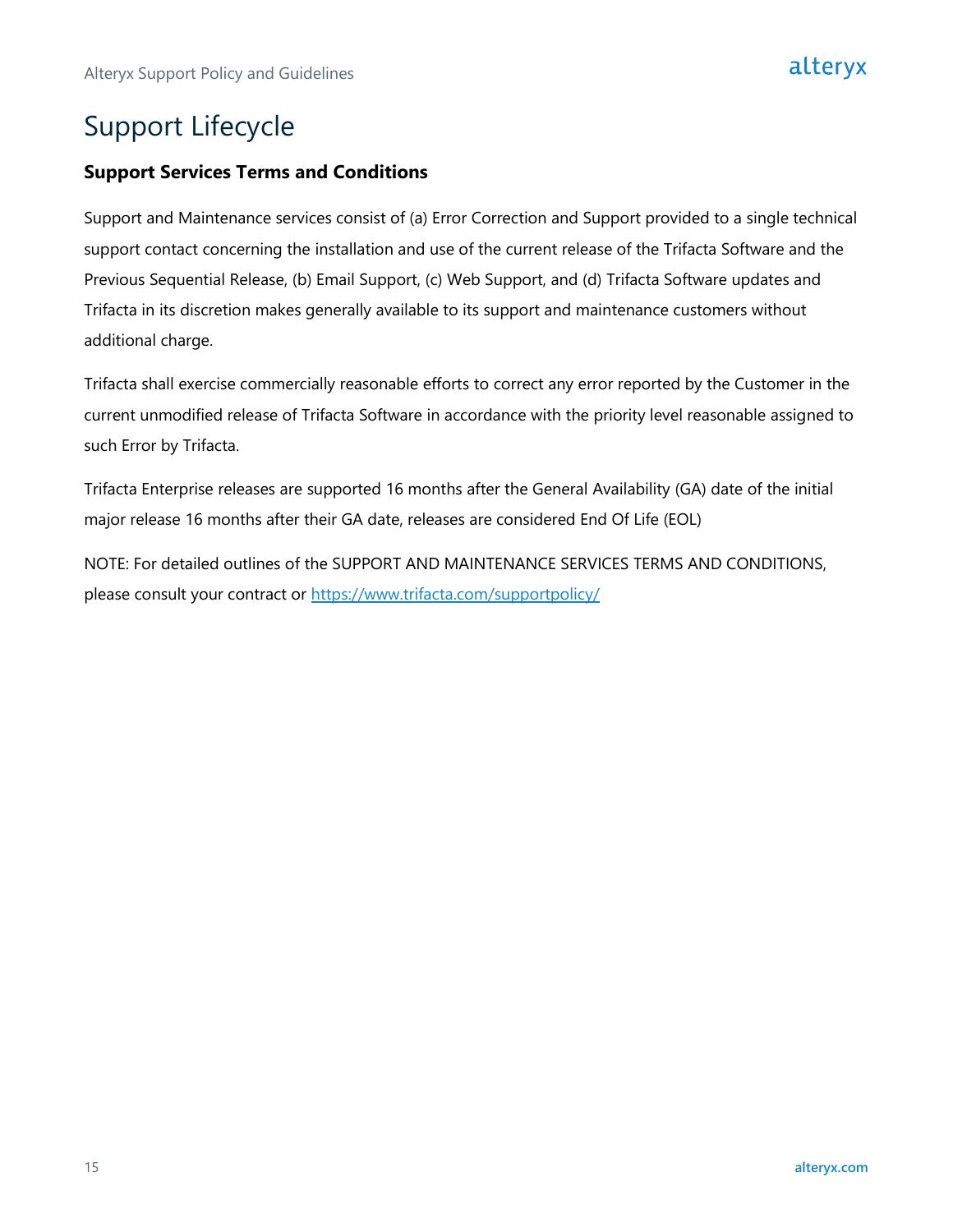# Support Lifecycle

### Support Services Terms and Conditions

Support and Maintenance services consist of (a) Error Correction and Support provided to a single technical support contact concerning the installation and use of the current release of the Trifacta Software and the Previous Sequential Release, (b) Email Support, (c) Web Support, and (d) Trifacta Software updates and Trifacta in its discretion makes generally available to its support and maintenance customers without additional charge.

Trifacta shall exercise commercially reasonable efforts to correct any error reported by the Customer in the current unmodified release of Trifacta Software in accordance with the priority level reasonable assigned to such Error by Trifacta.

Trifacta Enterprise releases are supported 16 months after the General Availability (GA) date of the initial major release 16 months after their GA date, releases are considered End Of Life (EOL)

NOTE: For detailed outlines of the SUPPORT AND MAINTENANCE SERVICES TERMS AND CONDITIONS, please consult your contract or [https://www.trifacta.com/supportpolicy/](https://www.trifacta.com/supportpolicy/)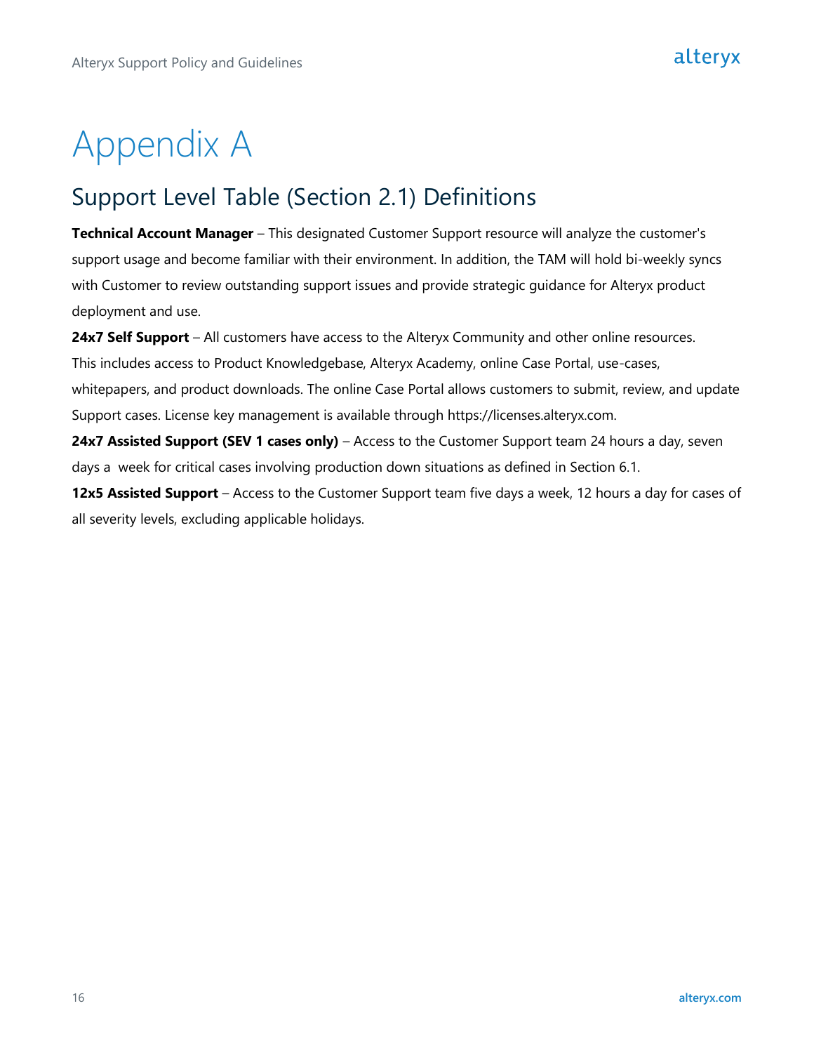# Appendix A

## Support Level Table (Section 2.1) Definitions

**Technical Account Manager** – This designated Customer Support resource will analyze the customer's support usage and become familiar with their environment. In addition, the TAM will hold bi-weekly syncs with Customer to review outstanding support issues and provide strategic guidance for Alteryx product deployment and use.

**24x7 Self Support** – All customers have access to the Alteryx Community and other online resources. This includes access to Product Knowledgebase, Alteryx Academy, online Case Portal, use-cases, whitepapers, and product downloads. The online Case Portal allows customers to submit, review, and update Support cases. License key management is available through https://licenses.alteryx.com.

**24x7 Assisted Support (SEV 1 cases only)** – Access to the Customer Support team 24 hours a day, seven days a week for critical cases involving production down situations as defined in Section 6.1.

**12x5 Assisted Support** – Access to the Customer Support team five days a week, 12 hours a day for cases of all severity levels, excluding applicable holidays.